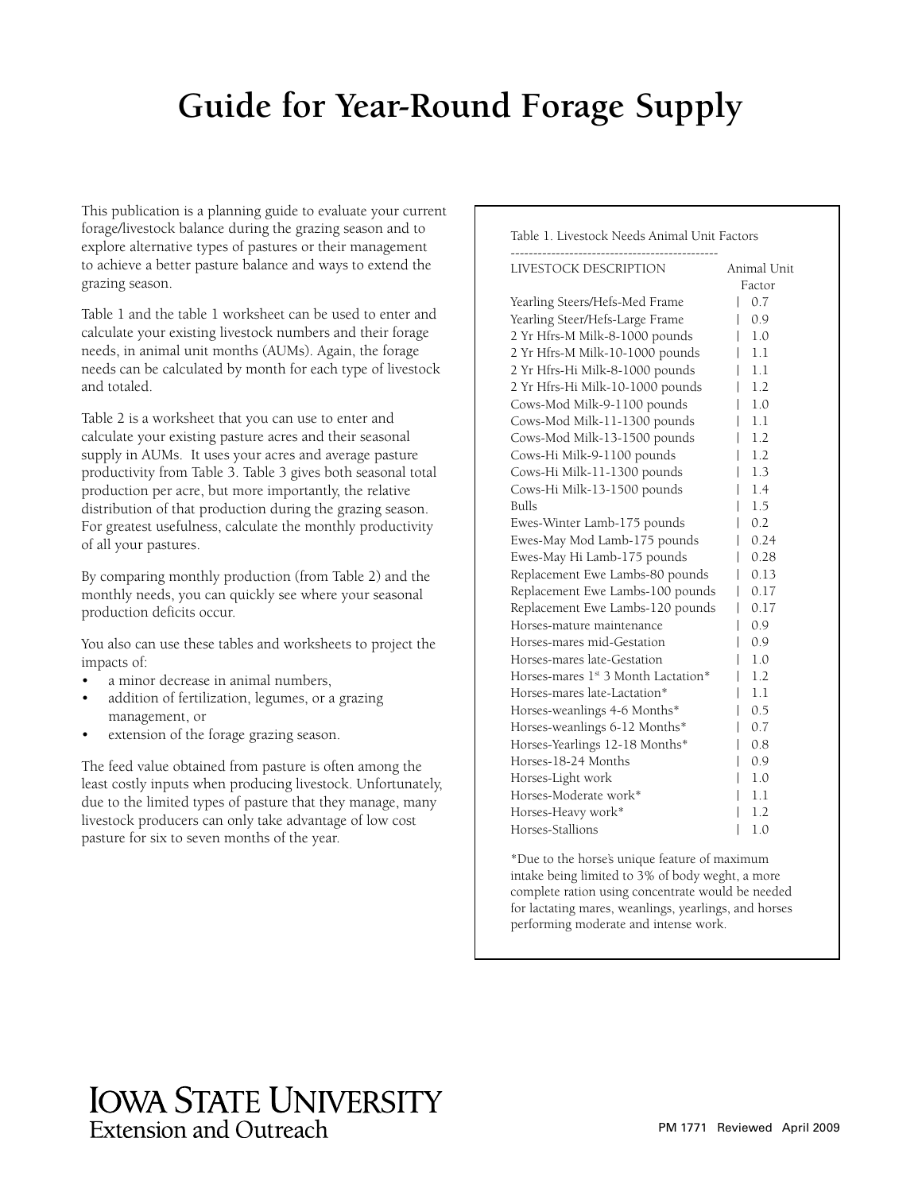# Guide for Year-Round Forage Supply

This publication is a planning guide to evaluate your current forage/livestock balance during the grazing season and to explore alternative types of pastures or their management to achieve a better pasture balance and ways to extend the grazing season.

Table 1 and the table 1 worksheet can be used to enter and calculate your existing livestock numbers and their forage needs, in animal unit months (AUMs). Again, the forage needs can be calculated by month for each type of livestock and totaled.

Table 2 is a worksheet that you can use to enter and calculate your existing pasture acres and their seasonal supply in AUMs. It uses your acres and average pasture productivity from Table 3. Table 3 gives both seasonal total production per acre, but more importantly, the relative distribution of that production during the grazing season. For greatest usefulness, calculate the monthly productivity of all your pastures.

By comparing monthly production (from Table 2) and the monthly needs, you can quickly see where your seasonal production deficits occur.

You also can use these tables and worksheets to project the impacts of:

- a minor decrease in animal numbers,
- addition of fertilization, legumes, or a grazing management, or
- extension of the forage grazing season.

The feed value obtained from pasture is often among the least costly inputs when producing livestock. Unfortunately, due to the limited types of pasture that they manage, many livestock producers can only take advantage of low cost pasture for six to seven months of the year.

Table 1. Livestock Needs Animal Unit Factors

| LIVESTOCK DESCRIPTION | Animal Unit Factor |
|---|---|
| Yearling Steers/Hefs-Med Frame | 0.7 |
| Yearling Steer/Hefs-Large Frame | 0.9 |
| 2 Yr Hfrs-M Milk-8-1000 pounds | 1.0 |
| 2 Yr Hfrs-M Milk-10-1000 pounds | 1.1 |
| 2 Yr Hfrs-Hi Milk-8-1000 pounds | 1.1 |
| 2 Yr Hfrs-Hi Milk-10-1000 pounds | 1.2 |
| Cows-Mod Milk-9-1100 pounds | 1.0 |
| Cows-Mod Milk-11-1300 pounds | 1.1 |
| Cows-Mod Milk-13-1500 pounds | 1.2 |
| Cows-Hi Milk-9-1100 pounds | 1.2 |
| Cows-Hi Milk-11-1300 pounds | 1.3 |
| Cows-Hi Milk-13-1500 pounds | 1.4 |
| Bulls | 1.5 |
| Ewes-Winter Lamb-175 pounds | 0.2 |
| Ewes-May Mod Lamb-175 pounds | 0.24 |
| Ewes-May Hi Lamb-175 pounds | 0.28 |
| Replacement Ewe Lambs-80 pounds | 0.13 |
| Replacement Ewe Lambs-100 pounds | 0.17 |
| Replacement Ewe Lambs-120 pounds | 0.17 |
| Horses-mature maintenance | 0.9 |
| Horses-mares mid-Gestation | 0.9 |
| Horses-mares late-Gestation | 1.0 |
| Horses-mares 1st 3 Month Lactation* | 1.2 |
| Horses-mares late-Lactation* | 1.1 |
| Horses-weanlings 4-6 Months* | 0.5 |
| Horses-weanlings 6-12 Months* | 0.7 |
| Horses-Yearlings 12-18 Months* | 0.8 |
| Horses-18-24 Months | 0.9 |
| Horses-Light work | 1.0 |
| Horses-Moderate work* | 1.1 |
| Horses-Heavy work* | 1.2 |
| Horses-Stallions | 1.0 |

*Due to the horse's unique feature of maximum intake being limited to 3% of body weght, a more complete ration using concentrate would be needed for lactating mares, weanlings, yearlings, and horses performing moderate and intense work.

IOWA STATE UNIVERSITY
Extension and Outreach

PM 1771 Reviewed April 2009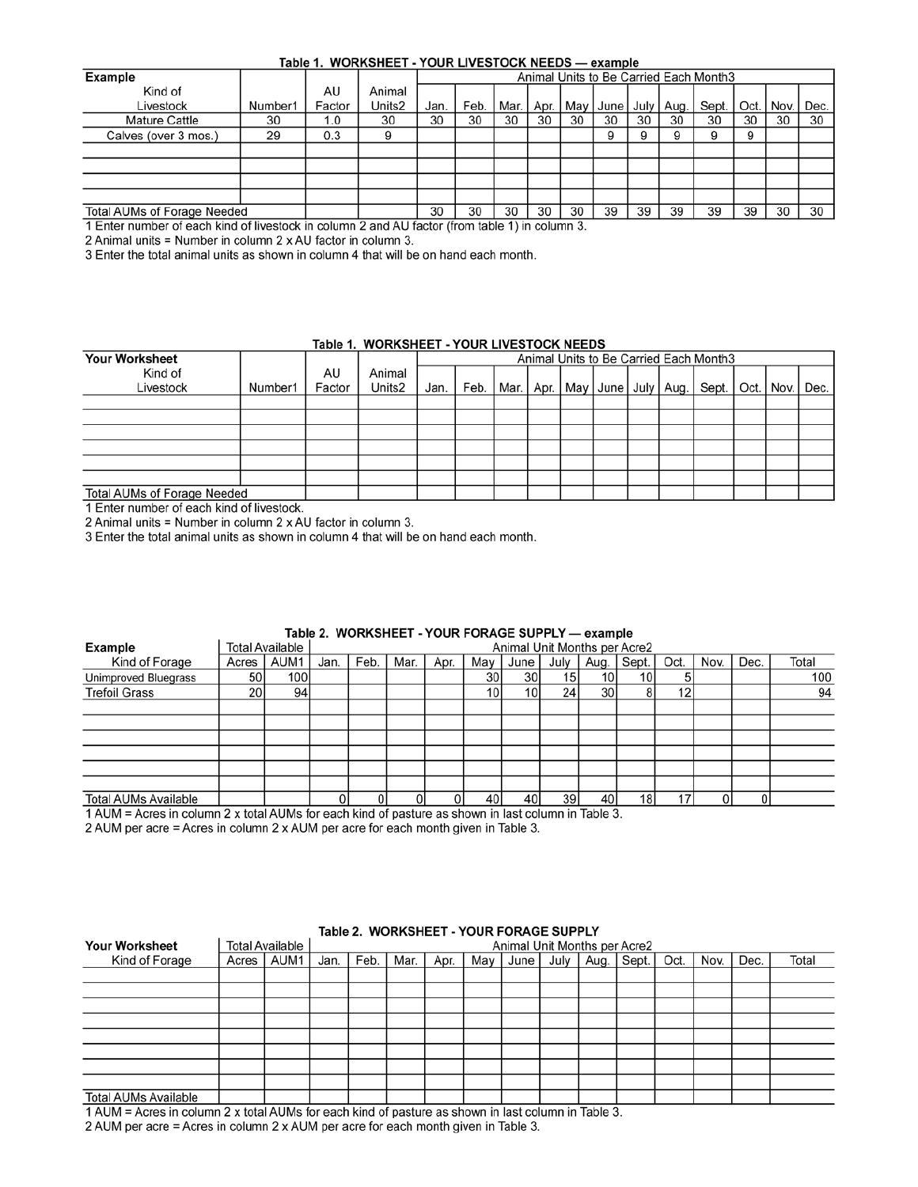### Table 1. WORKSHEET - YOUR LIVESTOCK NEEDS — example

| Example<br>Kind of Livestock | Number1 | AU Factor | Animal Units2 | Jan. | Feb. | Mar. | Apr. | May | June | July | Aug. | Sept. | Oct. | Nov. | Dec. |
|---|---|---|---|---|---|---|---|---|---|---|---|---|---|---|---|
| | | | | Animal Units to Be Carried Each Month3 | | | | | | | | | | | |
| Mature Cattle | 30 | 1.0 | 30 | 30 | 30 | 30 | 30 | 30 | 30 | 30 | 30 | 30 | 30 | 30 | 30 |
| Calves (over 3 mos.) | 29 | 0.3 | 9 | | | | | | 9 | 9 | 9 | 9 | 9 | | |
| | | | | | | | | | | | | | | | |
| | | | | | | | | | | | | | | | |
| | | | | | | | | | | | | | | | |
| | | | | | | | | | | | | | | | |
| Total AUMs of Forage Needed | | | | 30 | 30 | 30 | 30 | 30 | 39 | 39 | 39 | 39 | 39 | 30 | 30 |

1 Enter number of each kind of livestock in column 2 and AU factor (from table 1) in column 3.
2 Animal units = Number in column 2 x AU factor in column 3.
3 Enter the total animal units as shown in column 4 that will be on hand each month.

### Table 1. WORKSHEET - YOUR LIVESTOCK NEEDS

| Your Worksheet<br>Kind of Livestock | Number1 | AU Factor | Animal Units2 | Jan. | Feb. | Mar. | Apr. | May | June | July | Aug. | Sept. | Oct. | Nov. | Dec. |
|---|---|---|---|---|---|---|---|---|---|---|---|---|---|---|---|
| | | | | Animal Units to Be Carried Each Month3 | | | | | | | | | | | |
| | | | | | | | | | | | | | | | |
| | | | | | | | | | | | | | | | |
| | | | | | | | | | | | | | | | |
| | | | | | | | | | | | | | | | |
| | | | | | | | | | | | | | | | |
| Total AUMs of Forage Needed | | | | | | | | | | | | | | | |

1 Enter number of each kind of livestock.
2 Animal units = Number in column 2 x AU factor in column 3.
3 Enter the total animal units as shown in column 4 that will be on hand each month.

### Table 2. WORKSHEET - YOUR FORAGE SUPPLY — example

| Example<br>Kind of Forage | Total Available<br>Acres | <br>AUM1 | Jan. | Feb. | Mar. | Apr. | May | June | July | Aug. | Sept. | Oct. | Nov. | Dec. | Total |
|---|---|---|---|---|---|---|---|---|---|---|---|---|---|---|---|
| | | | Animal Unit Months per Acre2 | | | | | | | | | | | | |
| Unimproved Bluegrass | 50 | 100 | | | | | 30 | 30 | 15 | 10 | 10 | 5 | | | 100 |
| Trefoil Grass | 20 | 94 | | | | | 10 | 10 | 24 | 30 | 8 | 12 | | | 94 |
| | | | | | | | | | | | | | | | |
| | | | | | | | | | | | | | | | |
| | | | | | | | | | | | | | | | |
| | | | | | | | | | | | | | | | |
| Total AUMs Available | | | 0 | 0 | 0 | 0 | 40 | 40 | 39 | 40 | 18 | 17 | 0 | 0 | |

1 AUM = Acres in column 2 x total AUMs for each kind of pasture as shown in last column in Table 3.
2 AUM per acre = Acres in column 2 x AUM per acre for each month given in Table 3.

### Table 2. WORKSHEET - YOUR FORAGE SUPPLY

| Your Worksheet<br>Kind of Forage | Total Available<br>Acres | <br>AUM1 | Jan. | Feb. | Mar. | Apr. | May | June | July | Aug. | Sept. | Oct. | Nov. | Dec. | Total |
|---|---|---|---|---|---|---|---|---|---|---|---|---|---|---|---|
| | | | Animal Unit Months per Acre2 | | | | | | | | | | | | |
| | | | | | | | | | | | | | | | |
| | | | | | | | | | | | | | | | |
| | | | | | | | | | | | | | | | |
| | | | | | | | | | | | | | | | |
| | | | | | | | | | | | | | | | |
| | | | | | | | | | | | | | | | |
| | | | | | | | | | | | | | | | |
| Total AUMs Available | | | | | | | | | | | | | | | |

1 AUM = Acres in column 2 x total AUMs for each kind of pasture as shown in last column in Table 3.
2 AUM per acre = Acres in column 2 x AUM per acre for each month given in Table 3.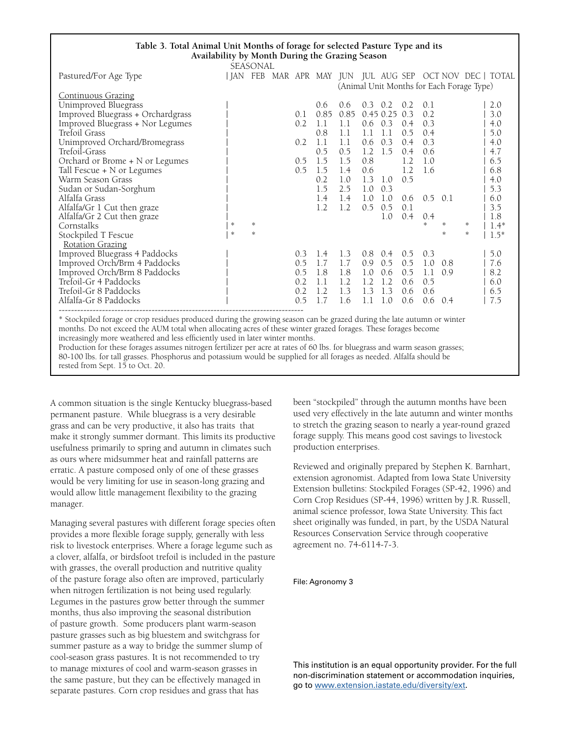**Table 3. Total Animal Unit Months of forage for selected Pasture Type and its Availability by Month During the Grazing Season**

| Pastured/For Age Type | SEASONAL JAN | FEB | MAR | APR | MAY | JUN | JUL | AUG | SEP | OCT | NOV | DEC | TOTAL |
|---|---|---|---|---|---|---|---|---|---|---|---|---|---|
| | | | | | (Animal Unit Months for Each Forage Type) | | | | | | | | |
| Continuous Grazing | | | | | | | | | | | | | |
| Unimproved Bluegrass | | | | | 0.6 | 0.6 | 0.3 | 0.2 | 0.2 | 0.1 | | | 2.0 |
| Improved Bluegrass + Orchardgrass | | | | 0.1 | 0.85 | 0.85 | 0.45 | 0.25 | 0.3 | 0.2 | | | 3.0 |
| Improved Bluegrass + Nor Legumes | | | | 0.2 | 1.1 | 1.1 | 0.6 | 0.3 | 0.4 | 0.3 | | | 4.0 |
| Trefoil Grass | | | | | 0.8 | 1.1 | 1.1 | 1.1 | 0.5 | 0.4 | | | 5.0 |
| Unimproved Orchard/Bromegrass | | | | 0.2 | 1.1 | 1.1 | 0.6 | 0.3 | 0.4 | 0.3 | | | 4.0 |
| Trefoil-Grass | | | | | 0.5 | 0.5 | 1.2 | 1.5 | 0.4 | 0.6 | | | 4.7 |
| Orchard or Brome + N or Legumes | | | | 0.5 | 1.5 | 1.5 | 0.8 | | 1.2 | 1.0 | | | 6.5 |
| Tall Fescue + N or Legumes | | | | 0.5 | 1.5 | 1.4 | 0.6 | | 1.2 | 1.6 | | | 6.8 |
| Warm Season Grass | | | | | 0.2 | 1.0 | 1.3 | 1.0 | 0.5 | | | | 4.0 |
| Sudan or Sudan-Sorghum | | | | | 1.5 | 2.5 | 1.0 | 0.3 | | | | | 5.3 |
| Alfalfa Grass | | | | | 1.4 | 1.4 | 1.0 | 1.0 | 0.6 | 0.5 | 0.1 | | 6.0 |
| Alfalfa/Gr 1 Cut then graze | | | | | 1.2 | 1.2 | 0.5 | 0.5 | 0.1 | | | | 3.5 |
| Alfalfa/Gr 2 Cut then graze | | | | | | | | 1.0 | 0.4 | 0.4 | | | 1.8 |
| Cornstalks | * | * | | | | | | | | * | * | * | 1.4* |
| Stockpiled T Fescue | * | * | | | | | | | | | * | * | 1.5* |
| Rotation Grazing | | | | | | | | | | | | | |
| Improved Bluegrass 4 Paddocks | | | | 0.3 | 1.4 | 1.3 | 0.8 | 0.4 | 0.5 | 0.3 | | | 5.0 |
| Improved Orch/Brm 4 Paddocks | | | | 0.5 | 1.7 | 1.7 | 0.9 | 0.5 | 0.5 | 1.0 | 0.8 | | 7.6 |
| Improved Orch/Brm 8 Paddocks | | | | 0.5 | 1.8 | 1.8 | 1.0 | 0.6 | 0.5 | 1.1 | 0.9 | | 8.2 |
| Trefoil-Gr 4 Paddocks | | | | 0.2 | 1.1 | 1.2 | 1.2 | 1.2 | 0.6 | 0.5 | | | 6.0 |
| Trefoil-Gr 8 Paddocks | | | | 0.2 | 1.2 | 1.3 | 1.3 | 1.3 | 0.6 | 0.6 | | | 6.5 |
| Alfalfa-Gr 8 Paddocks | | | | 0.5 | 1.7 | 1.6 | 1.1 | 1.0 | 0.6 | 0.6 | 0.4 | | 7.5 |

* Stockpiled forage or crop residues produced during the growing season can be grazed during the late autumn or winter months. Do not exceed the AUM total when allocating acres of these winter grazed forages. These forages become increasingly more weathered and less efficiently used in later winter months.

Production for these forages assumes nitrogen fertilizer per acre at rates of 60 lbs. for bluegrass and warm season grasses; 80-100 lbs. for tall grasses. Phosphorus and potassium would be supplied for all forages as needed. Alfalfa should be rested from Sept. 15 to Oct. 20.

A common situation is the single Kentucky bluegrass-based permanent pasture. While bluegrass is a very desirable grass and can be very productive, it also has traits that make it strongly summer dormant. This limits its productive usefulness primarily to spring and autumn in climates such as ours where midsummer heat and rainfall patterns are erratic. A pasture composed only of one of these grasses would be very limiting for use in season-long grazing and would allow little management flexibility to the grazing manager.

Managing several pastures with different forage species often provides a more flexible forage supply, generally with less risk to livestock enterprises. Where a forage legume such as a clover, alfalfa, or birdsfoot trefoil is included in the pasture with grasses, the overall production and nutritive quality of the pasture forage also often are improved, particularly when nitrogen fertilization is not being used regularly. Legumes in the pastures grow better through the summer months, thus also improving the seasonal distribution of pasture growth. Some producers plant warm-season pasture grasses such as big bluestem and switchgrass for summer pasture as a way to bridge the summer slump of cool-season grass pastures. It is not recommended to try to manage mixtures of cool and warm-season grasses in the same pasture, but they can be effectively managed in separate pastures. Corn crop residues and grass that has been "stockpiled" through the autumn months have been used very effectively in the late autumn and winter months to stretch the grazing season to nearly a year-round grazed forage supply. This means good cost savings to livestock production enterprises.

Reviewed and originally prepared by Stephen K. Barnhart, extension agronomist. Adapted from Iowa State University Extension bulletins: Stockpiled Forages (SP-42, 1996) and Corn Crop Residues (SP-44, 1996) written by J.R. Russell, animal science professor, Iowa State University. This fact sheet originally was funded, in part, by the USDA Natural Resources Conservation Service through cooperative agreement no. 74-6114-7-3.

File: Agronomy 3

This institution is an equal opportunity provider. For the full non-discrimination statement or accommodation inquiries, go to www.extension.iastate.edu/diversity/ext.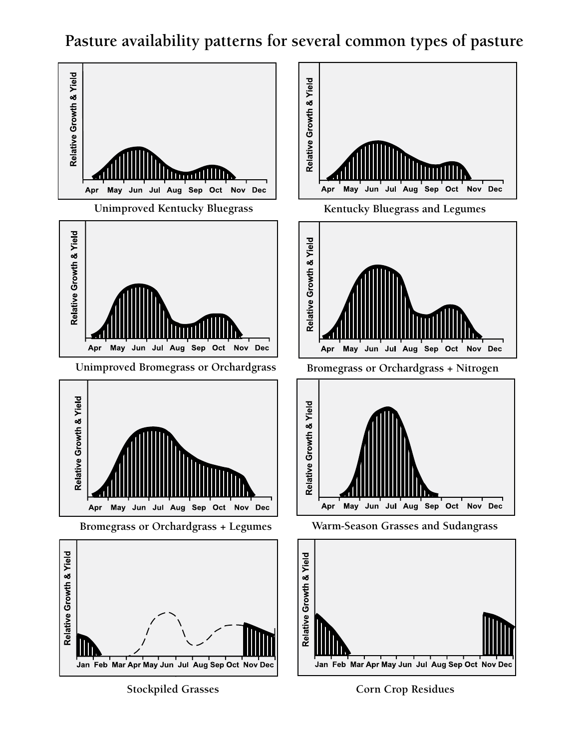# Pasture availability patterns for several common types of pasture

Relative Growth & Yield

Apr May Jun Jul Aug Sep Oct Nov Dec

Unimproved Kentucky Bluegrass

Relative Growth & Yield

Apr May Jun Jul Aug Sep Oct Nov Dec

Kentucky Bluegrass and Legumes

Relative Growth & Yield

Apr May Jun Jul Aug Sep Oct Nov Dec

Unimproved Bromegrass or Orchardgrass

Relative Growth & Yield

Apr May Jun Jul Aug Sep Oct Nov Dec

Bromegrass or Orchardgrass + Nitrogen

Relative Growth & Yield

Apr May Jun Jul Aug Sep Oct Nov Dec

Bromegrass or Orchardgrass + Legumes

Relative Growth & Yield

Apr May Jun Jul Aug Sep Oct Nov Dec

Warm-Season Grasses and Sudangrass

Relative Growth & Yield

Jan Feb Mar Apr May Jun Jul Aug Sep Oct Nov Dec

Stockpiled Grasses

Relative Growth & Yield

Jan Feb Mar Apr May Jun Jul Aug Sep Oct Nov Dec

Corn Crop Residues